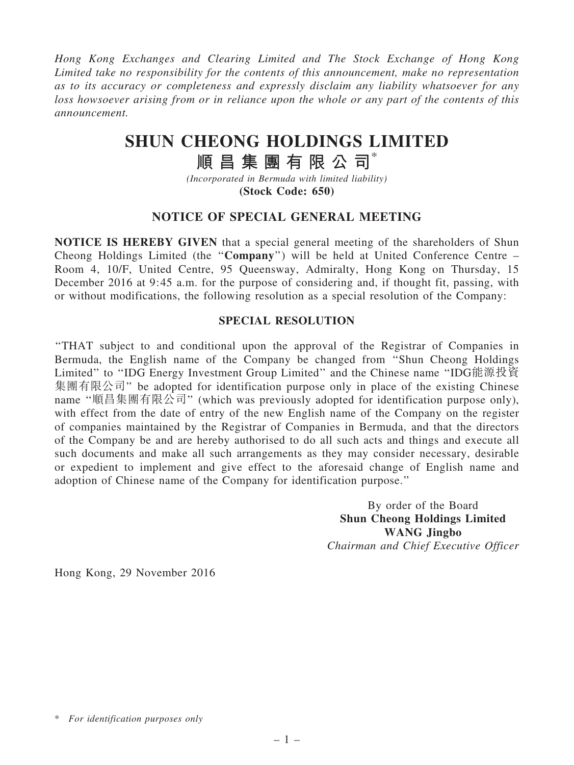*Hong Kong Exchanges and Clearing Limited and The Stock Exchange of Hong Kong Limited take no responsibility for the contents of this announcement, make no representation as to its accuracy or completeness and expressly disclaim any liability whatsoever for any loss howsoever arising from or in reliance upon the whole or any part of the contents of this announcement.*

# SHUN CHEONG HOLDINGS LIMITED

# 順昌集團有限公司*

*(Incorporated in Bermuda with limited liability)*

**(Stock Code: 650)**

## NOTICE OF SPECIAL GENERAL MEETING

**NOTICE IS HEREBY GIVEN** that a special general meeting of the shareholders of Shun Cheong Holdings Limited (the "**Company**") will be held at United Conference Centre – Room 4, 10/F, United Centre, 95 Queensway, Admiralty, Hong Kong on Thursday, 15 December 2016 at 9:45 a.m. for the purpose of considering and, if thought fit, passing, with or without modifications, the following resolution as a special resolution of the Company:

### SPECIAL RESOLUTION

"THAT subject to and conditional upon the approval of the Registrar of Companies in Bermuda, the English name of the Company be changed from "Shun Cheong Holdings Limited" to "IDG Energy Investment Group Limited" and the Chinese name "IDG能源投資集團有限公司" be adopted for identification purpose only in place of the existing Chinese name "順昌集團有限公司" (which was previously adopted for identification purpose only), with effect from the date of entry of the new English name of the Company on the register of companies maintained by the Registrar of Companies in Bermuda, and that the directors of the Company be and are hereby authorised to do all such acts and things and execute all such documents and make all such arrangements as they may consider necessary, desirable or expedient to implement and give effect to the aforesaid change of English name and adoption of Chinese name of the Company for identification purpose."

By order of the Board
**Shun Cheong Holdings Limited**
**WANG Jingbo**
*Chairman and Chief Executive Officer*

Hong Kong, 29 November 2016

\* *For identification purposes only*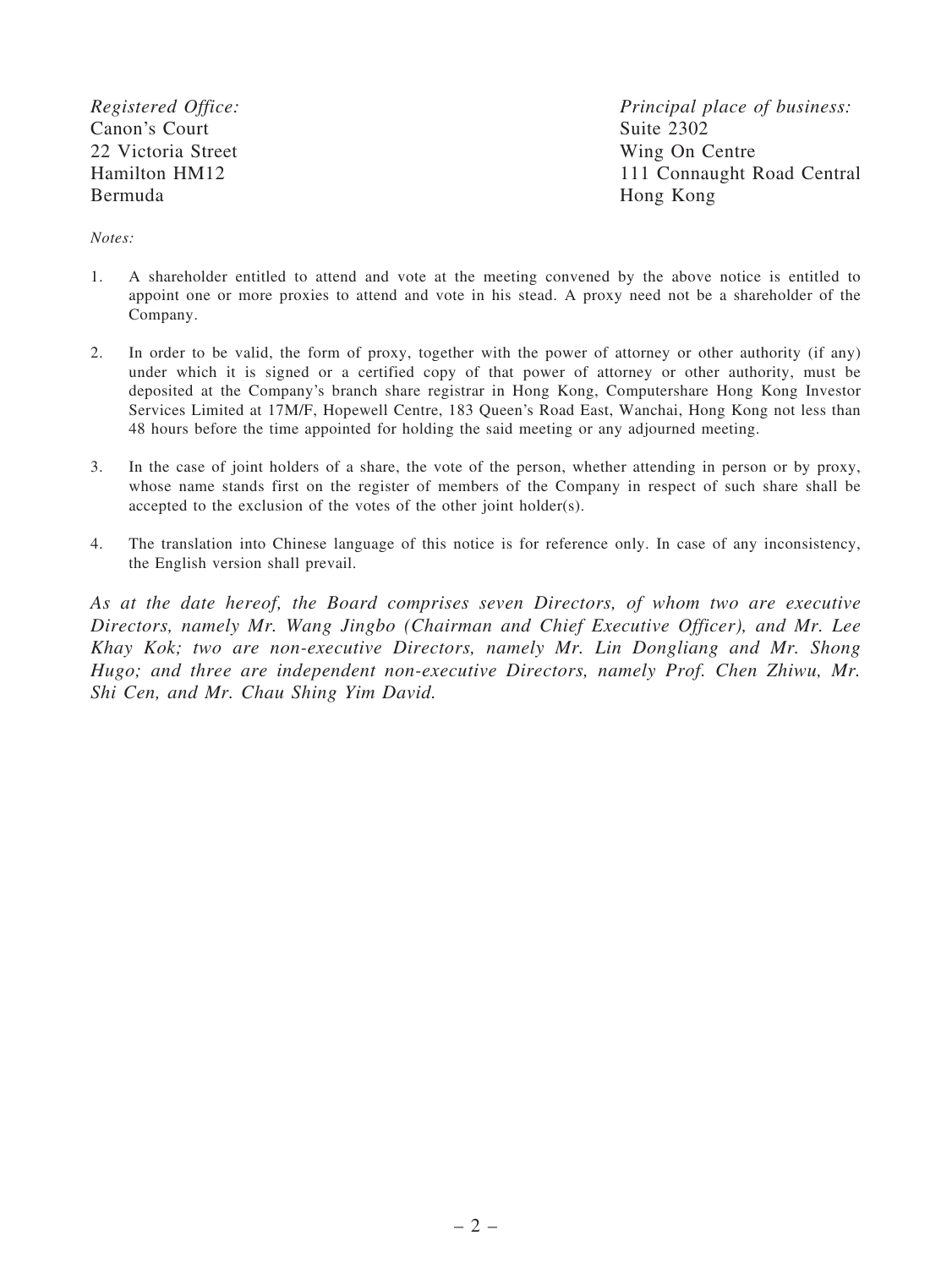*Registered Office:*
Canon's Court
22 Victoria Street
Hamilton HM12
Bermuda

*Principal place of business:*
Suite 2302
Wing On Centre
111 Connaught Road Central
Hong Kong

*Notes:*

1. A shareholder entitled to attend and vote at the meeting convened by the above notice is entitled to appoint one or more proxies to attend and vote in his stead. A proxy need not be a shareholder of the Company.

2. In order to be valid, the form of proxy, together with the power of attorney or other authority (if any) under which it is signed or a certified copy of that power of attorney or other authority, must be deposited at the Company's branch share registrar in Hong Kong, Computershare Hong Kong Investor Services Limited at 17M/F, Hopewell Centre, 183 Queen's Road East, Wanchai, Hong Kong not less than 48 hours before the time appointed for holding the said meeting or any adjourned meeting.

3. In the case of joint holders of a share, the vote of the person, whether attending in person or by proxy, whose name stands first on the register of members of the Company in respect of such share shall be accepted to the exclusion of the votes of the other joint holder(s).

4. The translation into Chinese language of this notice is for reference only. In case of any inconsistency, the English version shall prevail.

*As at the date hereof, the Board comprises seven Directors, of whom two are executive Directors, namely Mr. Wang Jingbo (Chairman and Chief Executive Officer), and Mr. Lee Khay Kok; two are non-executive Directors, namely Mr. Lin Dongliang and Mr. Shong Hugo; and three are independent non-executive Directors, namely Prof. Chen Zhiwu, Mr. Shi Cen, and Mr. Chau Shing Yim David.*